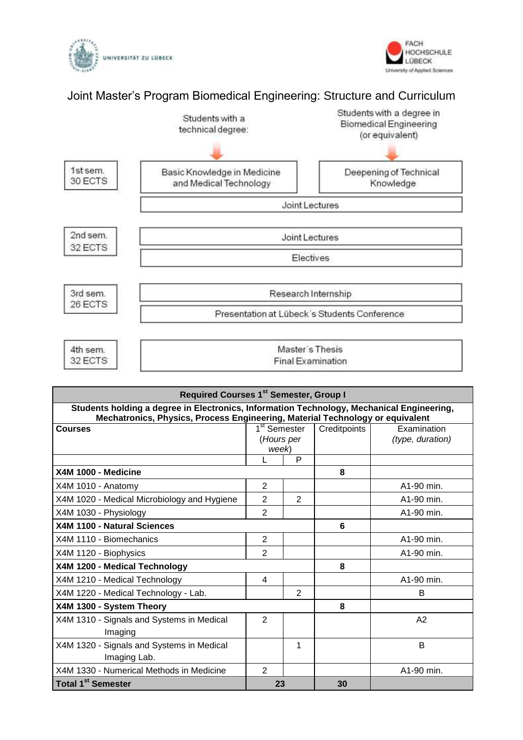UNIVERSITÄT ZU LÜBECK

FACH HOCHSCHULE LÜBECK University of Applied Sciences

# Joint Master's Program Biomedical Engineering: Structure and Curriculum

| | Students with a technical degree: | Students with a degree in Biomedical Engineering (or equivalent) |
|---|---|---|
| 1st sem. 30 ECTS | Basic Knowledge in Medicine and Medical Technology | Deepening of Technical Knowledge |
| | Joint Lectures | |
| 2nd sem. 32 ECTS | Joint Lectures | |
| | Electives | |
| 3rd sem. 26 ECTS | Research Internship | |
| | Presentation at Lübeck´s Students Conference | |
| 4th sem. 32 ECTS | Master´s Thesis Final Examination | |

| Required Courses 1st Semester, Group I | | | | |
|---|---|---|---|---|
| **Students holding a degree in Electronics, Information Technology, Mechanical Engineering, Mechatronics, Physics, Process Engineering, Material Technology or equivalent** | | | | |
| **Courses** | 1st Semester (*Hours per week*) | | Creditpoints | Examination *(type, duration)* |
| | L | P | | |
| **X4M 1000 - Medicine** | | | 8 | |
| X4M 1010 - Anatomy | 2 | | | A1-90 min. |
| X4M 1020 - Medical Microbiology and Hygiene | 2 | 2 | | A1-90 min. |
| X4M 1030 - Physiology | 2 | | | A1-90 min. |
| **X4M 1100 - Natural Sciences** | | | 6 | |
| X4M 1110 - Biomechanics | 2 | | | A1-90 min. |
| X4M 1120 - Biophysics | 2 | | | A1-90 min. |
| **X4M 1200 - Medical Technology** | | | 8 | |
| X4M 1210 - Medical Technology | 4 | | | A1-90 min. |
| X4M 1220 - Medical Technology - Lab. | | 2 | | B |
| **X4M 1300 - System Theory** | | | 8 | |
| X4M 1310 - Signals and Systems in Medical Imaging | 2 | | | A2 |
| X4M 1320 - Signals and Systems in Medical Imaging Lab. | | 1 | | B |
| X4M 1330 - Numerical Methods in Medicine | 2 | | | A1-90 min. |
| **Total 1st Semester** | **23** | | **30** | |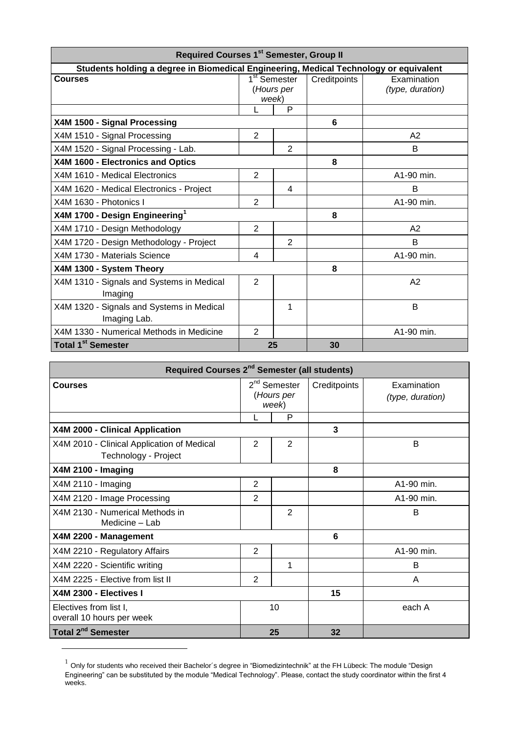| Required Courses 1st Semester, Group II | | | | |
|---|---|---|---|---|
| **Students holding a degree in Biomedical Engineering, Medical Technology or equivalent** | | | | |
| **Courses** | 1st Semester (*Hours per week*) | | Creditpoints | Examination (*type, duration*) |
| | L | P | | |
| **X4M 1500 - Signal Processing** | | | **6** | |
| X4M 1510 - Signal Processing | 2 | | | A2 |
| X4M 1520 - Signal Processing - Lab. | | 2 | | B |
| **X4M 1600 - Electronics and Optics** | | | **8** | |
| X4M 1610 - Medical Electronics | 2 | | | A1-90 min. |
| X4M 1620 - Medical Electronics - Project | | 4 | | B |
| X4M 1630 - Photonics I | 2 | | | A1-90 min. |
| **X4M 1700 - Design Engineering**[1] | | | **8** | |
| X4M 1710 - Design Methodology | 2 | | | A2 |
| X4M 1720 - Design Methodology - Project | | 2 | | B |
| X4M 1730 - Materials Science | 4 | | | A1-90 min. |
| **X4M 1300 - System Theory** | | | **8** | |
| X4M 1310 - Signals and Systems in Medical Imaging | 2 | | | A2 |
| X4M 1320 - Signals and Systems in Medical Imaging Lab. | | 1 | | B |
| X4M 1330 - Numerical Methods in Medicine | 2 | | | A1-90 min. |
| **Total 1st Semester** | **25** | | **30** | |

| Required Courses 2nd Semester (all students) | | | | |
|---|---|---|---|---|
| **Courses** | 2nd Semester (*Hours per week*) | | Creditpoints | Examination (*type, duration*) |
| | L | P | | |
| **X4M 2000 - Clinical Application** | | | **3** | |
| X4M 2010 - Clinical Application of Medical Technology - Project | 2 | 2 | | B |
| **X4M 2100 - Imaging** | | | **8** | |
| X4M 2110 - Imaging | 2 | | | A1-90 min. |
| X4M 2120 - Image Processing | 2 | | | A1-90 min. |
| X4M 2130 - Numerical Methods in Medicine – Lab | | 2 | | B |
| **X4M 2200 - Management** | | | **6** | |
| X4M 2210 - Regulatory Affairs | 2 | | | A1-90 min. |
| X4M 2220 - Scientific writing | | 1 | | B |
| X4M 2225 - Elective from list II | 2 | | | A |
| **X4M 2300 - Electives I** | | | **15** | |
| Electives from list I, overall 10 hours per week | 10 | | | each A |
| **Total 2nd Semester** | **25** | | **32** | |

[1] Only for students who received their Bachelor´s degree in "Biomedizintechnik" at the FH Lübeck: The module "Design Engineering" can be substituted by the module "Medical Technology". Please, contact the study coordinator within the first 4 weeks.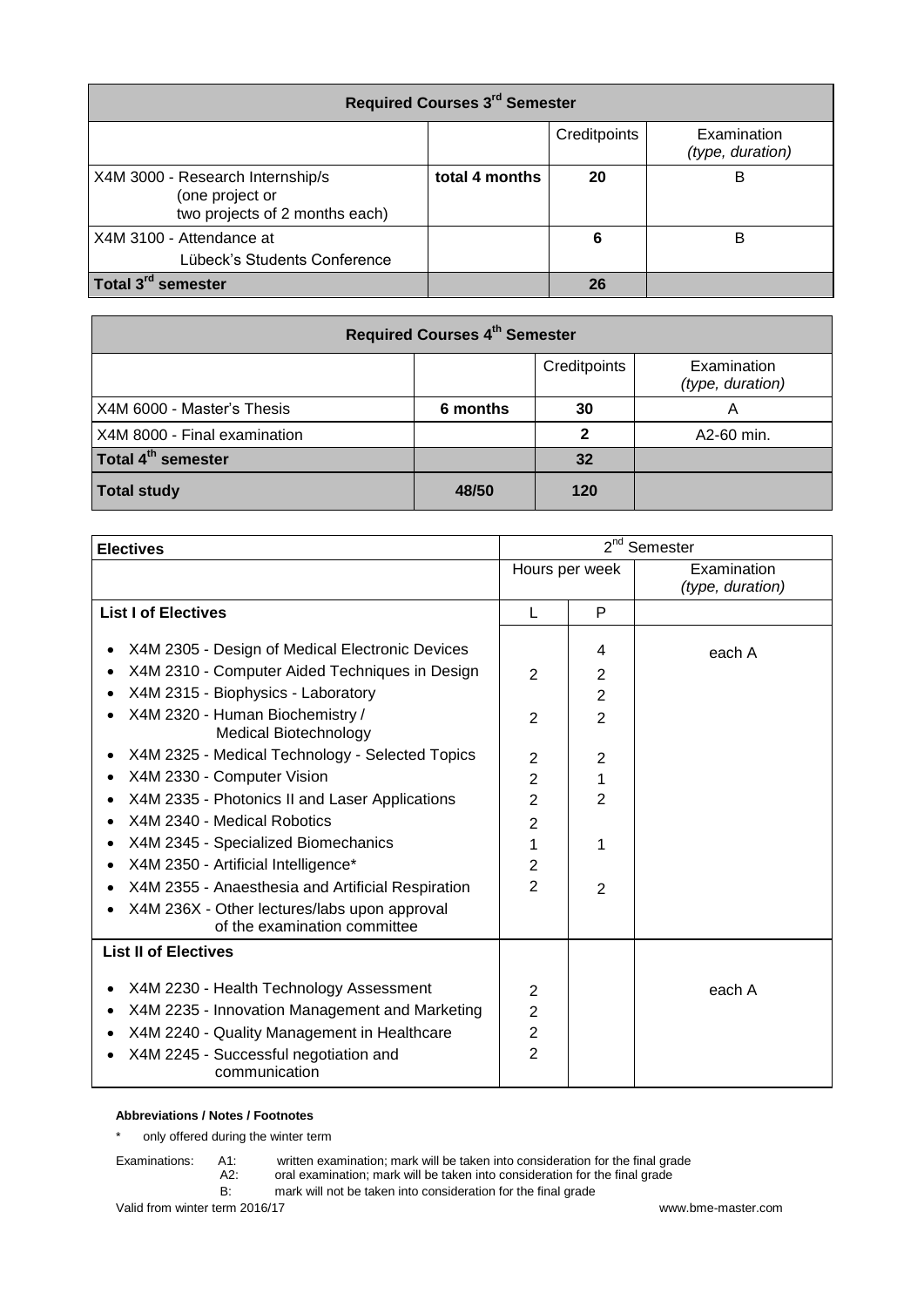| Required Courses 3rd Semester | | | |
|---|---|---|---|
| | | Creditpoints | Examination *(type, duration)* |
| X4M 3000 - Research Internship/s (one project or two projects of 2 months each) | **total 4 months** | **20** | B |
| X4M 3100 - Attendance at Lübeck's Students Conference | | **6** | B |
| **Total 3rd semester** | | **26** | |

| Required Courses 4th Semester | | | |
|---|---|---|---|
| | | Creditpoints | Examination *(type, duration)* |
| X4M 6000 - Master's Thesis | **6 months** | **30** | A |
| X4M 8000 - Final examination | | **2** | A2-60 min. |
| **Total 4th semester** | | **32** | |
| **Total study** | **48/50** | **120** | |

| **Electives** | 2nd Semester | | |
|---|---|---|---|
| | Hours per week | | Examination *(type, duration)* |
| **List I of Electives** | L | P | |
| • X4M 2305 - Design of Medical Electronic Devices | | 4 | each A |
| • X4M 2310 - Computer Aided Techniques in Design | 2 | 2 | |
| • X4M 2315 - Biophysics - Laboratory | | 2 | |
| • X4M 2320 - Human Biochemistry / Medical Biotechnology | 2 | 2 | |
| • X4M 2325 - Medical Technology - Selected Topics | 2 | 2 | |
| • X4M 2330 - Computer Vision | 2 | 1 | |
| • X4M 2335 - Photonics II and Laser Applications | 2 | 2 | |
| • X4M 2340 - Medical Robotics | 2 | | |
| • X4M 2345 - Specialized Biomechanics | 1 | 1 | |
| • X4M 2350 - Artificial Intelligence* | 2 | | |
| • X4M 2355 - Anaesthesia and Artificial Respiration | 2 | 2 | |
| • X4M 236X - Other lectures/labs upon approval of the examination committee | | | |
| **List II of Electives** | | | |
| • X4M 2230 - Health Technology Assessment | 2 | | each A |
| • X4M 2235 - Innovation Management and Marketing | 2 | | |
| • X4M 2240 - Quality Management in Healthcare | 2 | | |
| • X4M 2245 - Successful negotiation and communication | 2 | | |

**Abbreviations / Notes / Footnotes**

\* only offered during the winter term

Examinations:
- A1: written examination; mark will be taken into consideration for the final grade
- A2: oral examination; mark will be taken into consideration for the final grade
- B: mark will not be taken into consideration for the final grade